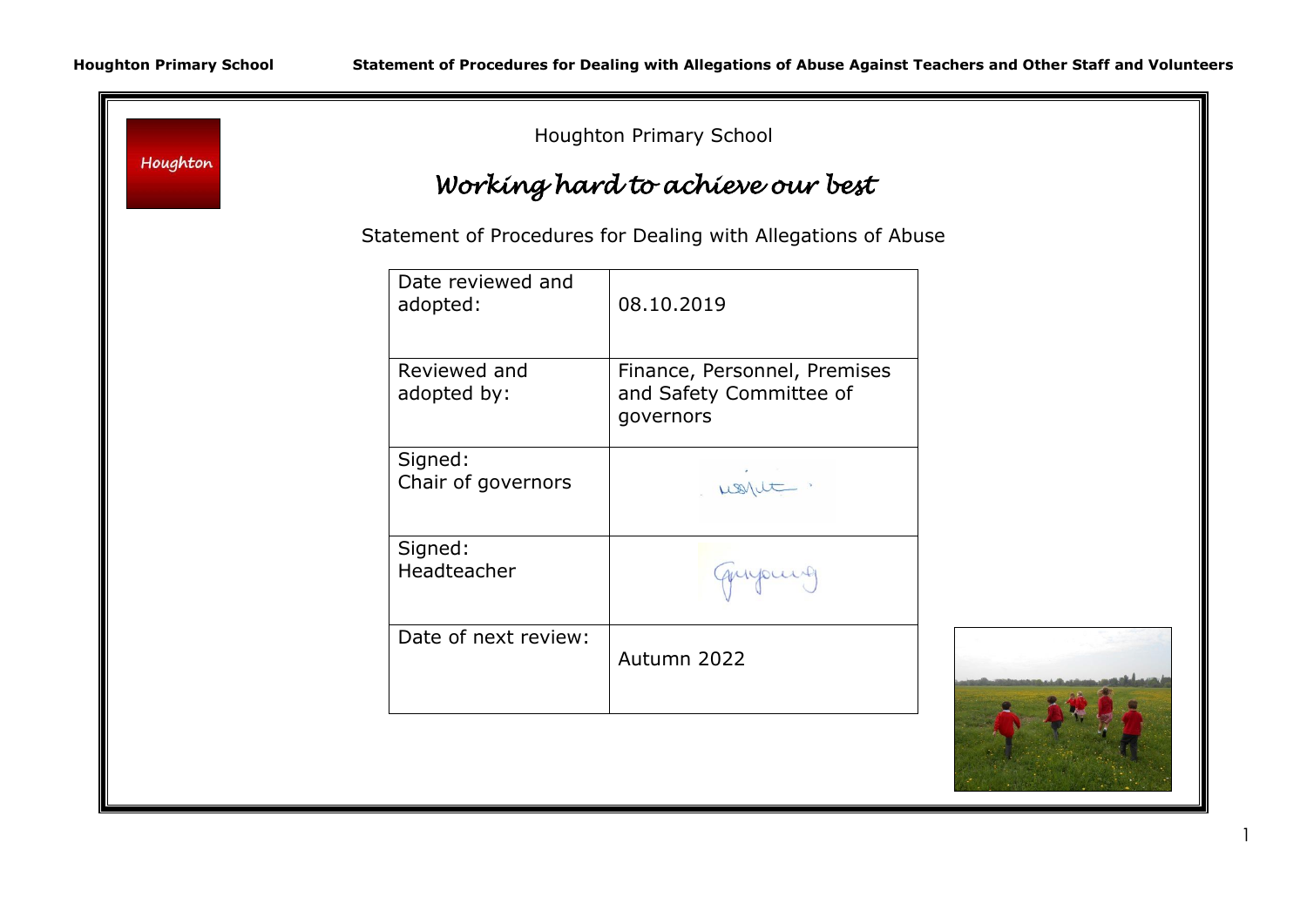Houghton

Houghton Primary School

# *Working hard to achieve our best*

Statement of Procedures for Dealing with Allegations of Abuse

| | |
|---|---|
| Date reviewed and adopted: | 08.10.2019 |
| Reviewed and adopted by: | Finance, Personnel, Premises and Safety Committee of governors |
| Signed: Chair of governors | |
| Signed: Headteacher | |
| Date of next review: | Autumn 2022 |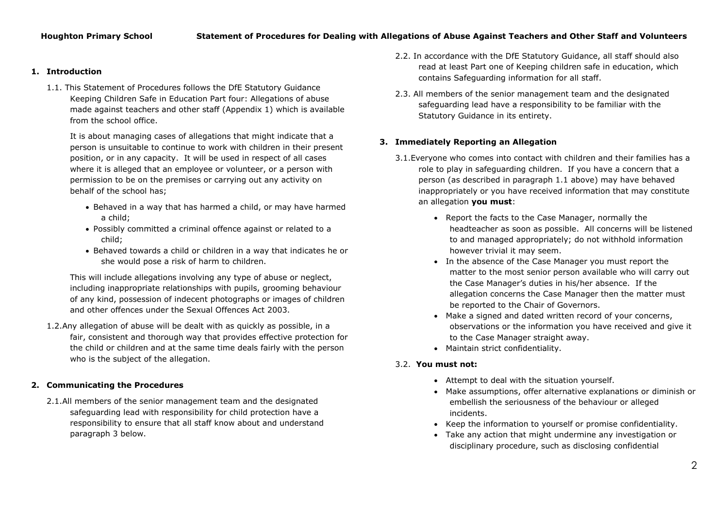## 1. Introduction

1.1. This Statement of Procedures follows the DfE Statutory Guidance Keeping Children Safe in Education Part four: Allegations of abuse made against teachers and other staff (Appendix 1) which is available from the school office.

It is about managing cases of allegations that might indicate that a person is unsuitable to continue to work with children in their present position, or in any capacity. It will be used in respect of all cases where it is alleged that an employee or volunteer, or a person with permission to be on the premises or carrying out any activity on behalf of the school has;

- Behaved in a way that has harmed a child, or may have harmed a child;
- Possibly committed a criminal offence against or related to a child;
- Behaved towards a child or children in a way that indicates he or she would pose a risk of harm to children.

This will include allegations involving any type of abuse or neglect, including inappropriate relationships with pupils, grooming behaviour of any kind, possession of indecent photographs or images of children and other offences under the Sexual Offences Act 2003.

1.2. Any allegation of abuse will be dealt with as quickly as possible, in a fair, consistent and thorough way that provides effective protection for the child or children and at the same time deals fairly with the person who is the subject of the allegation.

## 2. Communicating the Procedures

2.1. All members of the senior management team and the designated safeguarding lead with responsibility for child protection have a responsibility to ensure that all staff know about and understand paragraph 3 below.

2.2. In accordance with the DfE Statutory Guidance, all staff should also read at least Part one of Keeping children safe in education, which contains Safeguarding information for all staff.

2.3. All members of the senior management team and the designated safeguarding lead have a responsibility to be familiar with the Statutory Guidance in its entirety.

## 3. Immediately Reporting an Allegation

3.1. Everyone who comes into contact with children and their families has a role to play in safeguarding children. If you have a concern that a person (as described in paragraph 1.1 above) may have behaved inappropriately or you have received information that may constitute an allegation **you must**:

- Report the facts to the Case Manager, normally the headteacher as soon as possible. All concerns will be listened to and managed appropriately; do not withhold information however trivial it may seem.
- In the absence of the Case Manager you must report the matter to the most senior person available who will carry out the Case Manager's duties in his/her absence. If the allegation concerns the Case Manager then the matter must be reported to the Chair of Governors.
- Make a signed and dated written record of your concerns, observations or the information you have received and give it to the Case Manager straight away.
- Maintain strict confidentiality.

3.2. **You must not:**

- Attempt to deal with the situation yourself.
- Make assumptions, offer alternative explanations or diminish or embellish the seriousness of the behaviour or alleged incidents.
- Keep the information to yourself or promise confidentiality.
- Take any action that might undermine any investigation or disciplinary procedure, such as disclosing confidential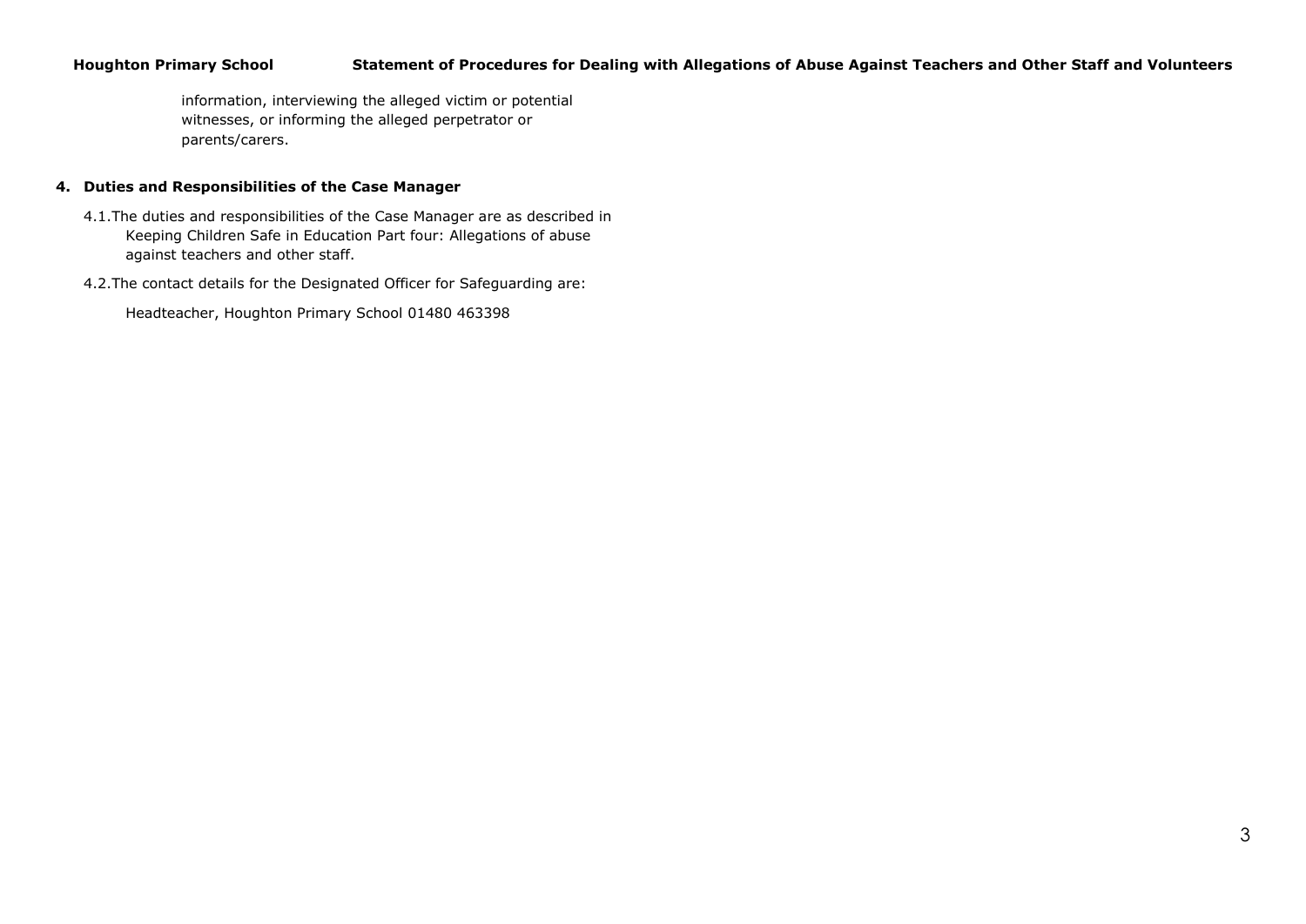information, interviewing the alleged victim or potential witnesses, or informing the alleged perpetrator or parents/carers.

## 4. Duties and Responsibilities of the Case Manager

4.1. The duties and responsibilities of the Case Manager are as described in Keeping Children Safe in Education Part four: Allegations of abuse against teachers and other staff.

4.2. The contact details for the Designated Officer for Safeguarding are:

Headteacher, Houghton Primary School 01480 463398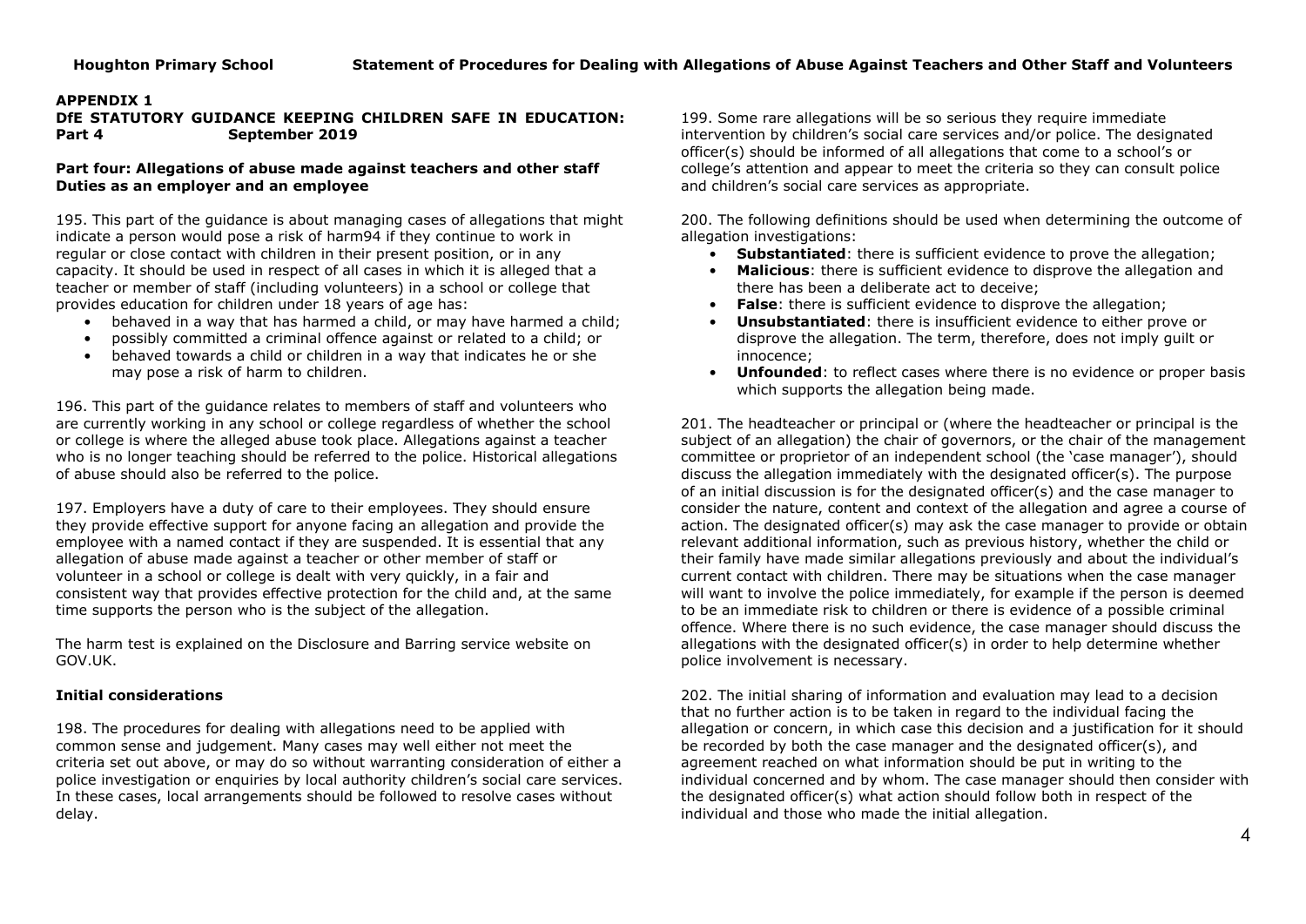**APPENDIX 1**

**DfE STATUTORY GUIDANCE KEEPING CHILDREN SAFE IN EDUCATION: Part 4 September 2019**

**Part four: Allegations of abuse made against teachers and other staff**
**Duties as an employer and an employee**

195. This part of the guidance is about managing cases of allegations that might indicate a person would pose a risk of harm94 if they continue to work in regular or close contact with children in their present position, or in any capacity. It should be used in respect of all cases in which it is alleged that a teacher or member of staff (including volunteers) in a school or college that provides education for children under 18 years of age has:

- behaved in a way that has harmed a child, or may have harmed a child;
- possibly committed a criminal offence against or related to a child; or
- behaved towards a child or children in a way that indicates he or she may pose a risk of harm to children.

196. This part of the guidance relates to members of staff and volunteers who are currently working in any school or college regardless of whether the school or college is where the alleged abuse took place. Allegations against a teacher who is no longer teaching should be referred to the police. Historical allegations of abuse should also be referred to the police.

197. Employers have a duty of care to their employees. They should ensure they provide effective support for anyone facing an allegation and provide the employee with a named contact if they are suspended. It is essential that any allegation of abuse made against a teacher or other member of staff or volunteer in a school or college is dealt with very quickly, in a fair and consistent way that provides effective protection for the child and, at the same time supports the person who is the subject of the allegation.

The harm test is explained on the Disclosure and Barring service website on GOV.UK.

**Initial considerations**

198. The procedures for dealing with allegations need to be applied with common sense and judgement. Many cases may well either not meet the criteria set out above, or may do so without warranting consideration of either a police investigation or enquiries by local authority children's social care services. In these cases, local arrangements should be followed to resolve cases without delay.

199. Some rare allegations will be so serious they require immediate intervention by children's social care services and/or police. The designated officer(s) should be informed of all allegations that come to a school's or college's attention and appear to meet the criteria so they can consult police and children's social care services as appropriate.

200. The following definitions should be used when determining the outcome of allegation investigations:

- **Substantiated**: there is sufficient evidence to prove the allegation;
- **Malicious**: there is sufficient evidence to disprove the allegation and there has been a deliberate act to deceive;
- **False**: there is sufficient evidence to disprove the allegation;
- **Unsubstantiated**: there is insufficient evidence to either prove or disprove the allegation. The term, therefore, does not imply guilt or innocence;
- **Unfounded**: to reflect cases where there is no evidence or proper basis which supports the allegation being made.

201. The headteacher or principal or (where the headteacher or principal is the subject of an allegation) the chair of governors, or the chair of the management committee or proprietor of an independent school (the 'case manager'), should discuss the allegation immediately with the designated officer(s). The purpose of an initial discussion is for the designated officer(s) and the case manager to consider the nature, content and context of the allegation and agree a course of action. The designated officer(s) may ask the case manager to provide or obtain relevant additional information, such as previous history, whether the child or their family have made similar allegations previously and about the individual's current contact with children. There may be situations when the case manager will want to involve the police immediately, for example if the person is deemed to be an immediate risk to children or there is evidence of a possible criminal offence. Where there is no such evidence, the case manager should discuss the allegations with the designated officer(s) in order to help determine whether police involvement is necessary.

202. The initial sharing of information and evaluation may lead to a decision that no further action is to be taken in regard to the individual facing the allegation or concern, in which case this decision and a justification for it should be recorded by both the case manager and the designated officer(s), and agreement reached on what information should be put in writing to the individual concerned and by whom. The case manager should then consider with the designated officer(s) what action should follow both in respect of the individual and those who made the initial allegation.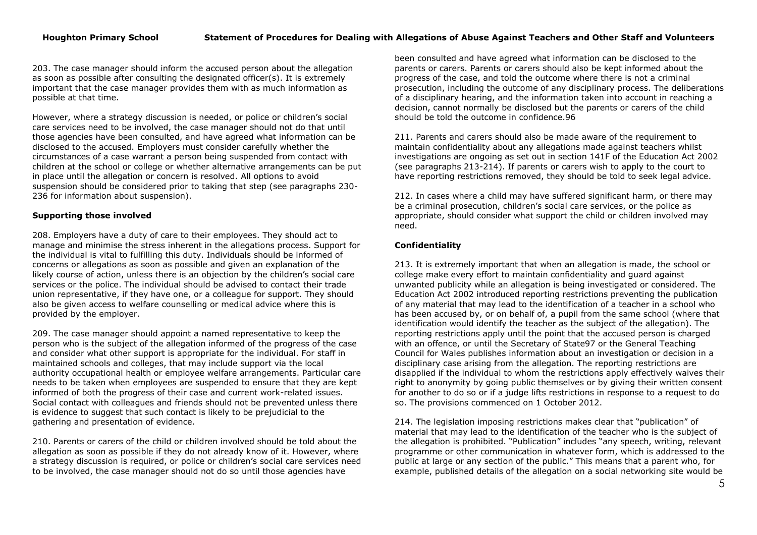203. The case manager should inform the accused person about the allegation as soon as possible after consulting the designated officer(s). It is extremely important that the case manager provides them with as much information as possible at that time.

However, where a strategy discussion is needed, or police or children's social care services need to be involved, the case manager should not do that until those agencies have been consulted, and have agreed what information can be disclosed to the accused. Employers must consider carefully whether the circumstances of a case warrant a person being suspended from contact with children at the school or college or whether alternative arrangements can be put in place until the allegation or concern is resolved. All options to avoid suspension should be considered prior to taking that step (see paragraphs 230-236 for information about suspension).

**Supporting those involved**

208. Employers have a duty of care to their employees. They should act to manage and minimise the stress inherent in the allegations process. Support for the individual is vital to fulfilling this duty. Individuals should be informed of concerns or allegations as soon as possible and given an explanation of the likely course of action, unless there is an objection by the children's social care services or the police. The individual should be advised to contact their trade union representative, if they have one, or a colleague for support. They should also be given access to welfare counselling or medical advice where this is provided by the employer.

209. The case manager should appoint a named representative to keep the person who is the subject of the allegation informed of the progress of the case and consider what other support is appropriate for the individual. For staff in maintained schools and colleges, that may include support via the local authority occupational health or employee welfare arrangements. Particular care needs to be taken when employees are suspended to ensure that they are kept informed of both the progress of their case and current work-related issues. Social contact with colleagues and friends should not be prevented unless there is evidence to suggest that such contact is likely to be prejudicial to the gathering and presentation of evidence.

210. Parents or carers of the child or children involved should be told about the allegation as soon as possible if they do not already know of it. However, where a strategy discussion is required, or police or children's social care services need to be involved, the case manager should not do so until those agencies have been consulted and have agreed what information can be disclosed to the parents or carers. Parents or carers should also be kept informed about the progress of the case, and told the outcome where there is not a criminal prosecution, including the outcome of any disciplinary process. The deliberations of a disciplinary hearing, and the information taken into account in reaching a decision, cannot normally be disclosed but the parents or carers of the child should be told the outcome in confidence.96

211. Parents and carers should also be made aware of the requirement to maintain confidentiality about any allegations made against teachers whilst investigations are ongoing as set out in section 141F of the Education Act 2002 (see paragraphs 213-214). If parents or carers wish to apply to the court to have reporting restrictions removed, they should be told to seek legal advice.

212. In cases where a child may have suffered significant harm, or there may be a criminal prosecution, children's social care services, or the police as appropriate, should consider what support the child or children involved may need.

**Confidentiality**

213. It is extremely important that when an allegation is made, the school or college make every effort to maintain confidentiality and guard against unwanted publicity while an allegation is being investigated or considered. The Education Act 2002 introduced reporting restrictions preventing the publication of any material that may lead to the identification of a teacher in a school who has been accused by, or on behalf of, a pupil from the same school (where that identification would identify the teacher as the subject of the allegation). The reporting restrictions apply until the point that the accused person is charged with an offence, or until the Secretary of State97 or the General Teaching Council for Wales publishes information about an investigation or decision in a disciplinary case arising from the allegation. The reporting restrictions are disapplied if the individual to whom the restrictions apply effectively waives their right to anonymity by going public themselves or by giving their written consent for another to do so or if a judge lifts restrictions in response to a request to do so. The provisions commenced on 1 October 2012.

214. The legislation imposing restrictions makes clear that "publication" of material that may lead to the identification of the teacher who is the subject of the allegation is prohibited. "Publication" includes "any speech, writing, relevant programme or other communication in whatever form, which is addressed to the public at large or any section of the public." This means that a parent who, for example, published details of the allegation on a social networking site would be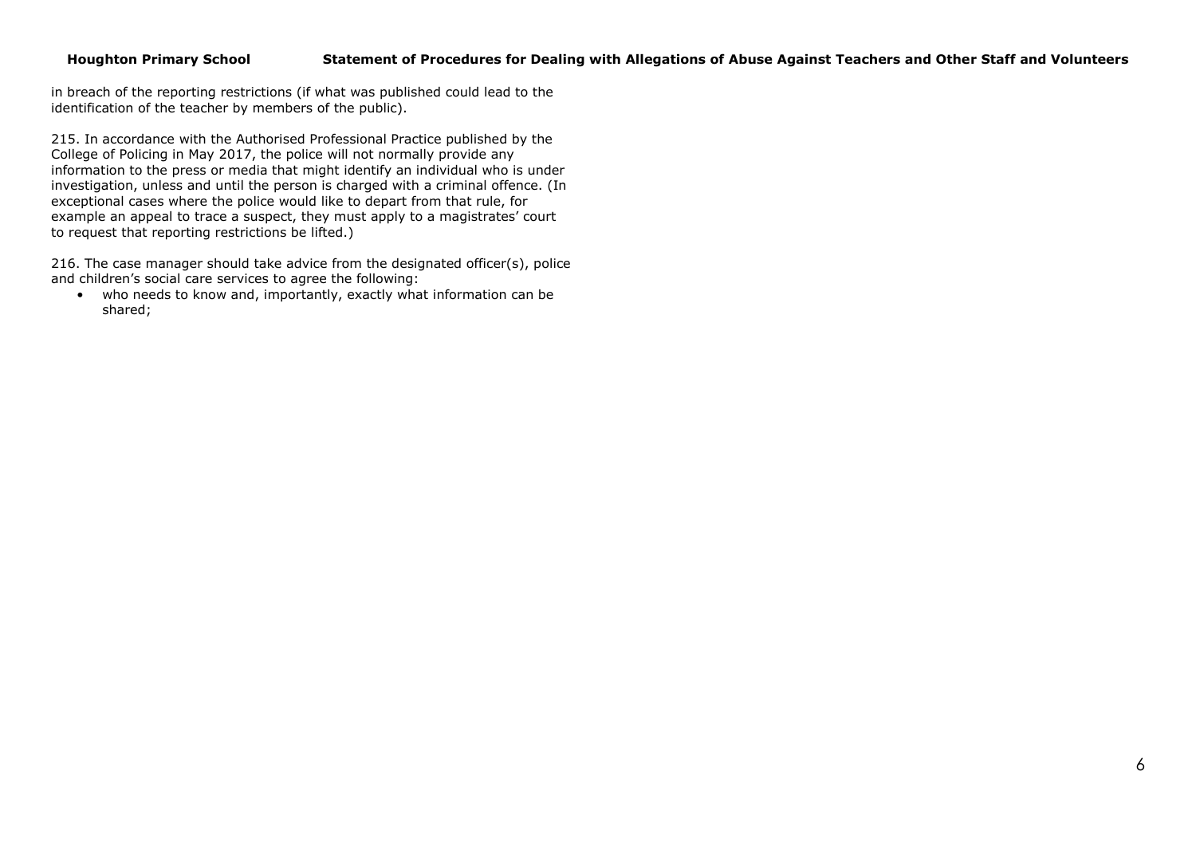in breach of the reporting restrictions (if what was published could lead to the identification of the teacher by members of the public).

215. In accordance with the Authorised Professional Practice published by the College of Policing in May 2017, the police will not normally provide any information to the press or media that might identify an individual who is under investigation, unless and until the person is charged with a criminal offence. (In exceptional cases where the police would like to depart from that rule, for example an appeal to trace a suspect, they must apply to a magistrates' court to request that reporting restrictions be lifted.)

216. The case manager should take advice from the designated officer(s), police and children's social care services to agree the following:

- who needs to know and, importantly, exactly what information can be shared;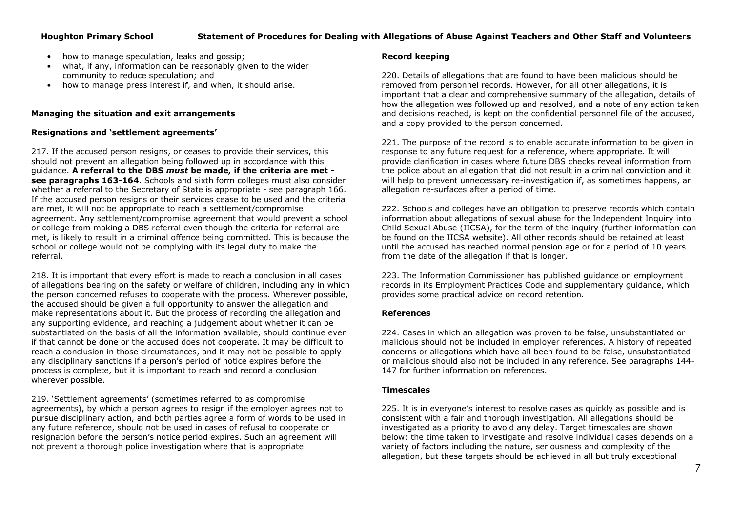- how to manage speculation, leaks and gossip;
- what, if any, information can be reasonably given to the wider community to reduce speculation; and
- how to manage press interest if, and when, it should arise.

**Managing the situation and exit arrangements**

**Resignations and 'settlement agreements'**

217. If the accused person resigns, or ceases to provide their services, this should not prevent an allegation being followed up in accordance with this guidance. **A referral to the DBS *must* be made, if the criteria are met - see paragraphs 163-164**. Schools and sixth form colleges must also consider whether a referral to the Secretary of State is appropriate - see paragraph 166. If the accused person resigns or their services cease to be used and the criteria are met, it will not be appropriate to reach a settlement/compromise agreement. Any settlement/compromise agreement that would prevent a school or college from making a DBS referral even though the criteria for referral are met, is likely to result in a criminal offence being committed. This is because the school or college would not be complying with its legal duty to make the referral.

218. It is important that every effort is made to reach a conclusion in all cases of allegations bearing on the safety or welfare of children, including any in which the person concerned refuses to cooperate with the process. Wherever possible, the accused should be given a full opportunity to answer the allegation and make representations about it. But the process of recording the allegation and any supporting evidence, and reaching a judgement about whether it can be substantiated on the basis of all the information available, should continue even if that cannot be done or the accused does not cooperate. It may be difficult to reach a conclusion in those circumstances, and it may not be possible to apply any disciplinary sanctions if a person's period of notice expires before the process is complete, but it is important to reach and record a conclusion wherever possible.

219. 'Settlement agreements' (sometimes referred to as compromise agreements), by which a person agrees to resign if the employer agrees not to pursue disciplinary action, and both parties agree a form of words to be used in any future reference, should not be used in cases of refusal to cooperate or resignation before the person's notice period expires. Such an agreement will not prevent a thorough police investigation where that is appropriate.

**Record keeping**

220. Details of allegations that are found to have been malicious should be removed from personnel records. However, for all other allegations, it is important that a clear and comprehensive summary of the allegation, details of how the allegation was followed up and resolved, and a note of any action taken and decisions reached, is kept on the confidential personnel file of the accused, and a copy provided to the person concerned.

221. The purpose of the record is to enable accurate information to be given in response to any future request for a reference, where appropriate. It will provide clarification in cases where future DBS checks reveal information from the police about an allegation that did not result in a criminal conviction and it will help to prevent unnecessary re-investigation if, as sometimes happens, an allegation re-surfaces after a period of time.

222. Schools and colleges have an obligation to preserve records which contain information about allegations of sexual abuse for the Independent Inquiry into Child Sexual Abuse (IICSA), for the term of the inquiry (further information can be found on the IICSA website). All other records should be retained at least until the accused has reached normal pension age or for a period of 10 years from the date of the allegation if that is longer.

223. The Information Commissioner has published guidance on employment records in its Employment Practices Code and supplementary guidance, which provides some practical advice on record retention.

**References**

224. Cases in which an allegation was proven to be false, unsubstantiated or malicious should not be included in employer references. A history of repeated concerns or allegations which have all been found to be false, unsubstantiated or malicious should also not be included in any reference. See paragraphs 144-147 for further information on references.

**Timescales**

225. It is in everyone's interest to resolve cases as quickly as possible and is consistent with a fair and thorough investigation. All allegations should be investigated as a priority to avoid any delay. Target timescales are shown below: the time taken to investigate and resolve individual cases depends on a variety of factors including the nature, seriousness and complexity of the allegation, but these targets should be achieved in all but truly exceptional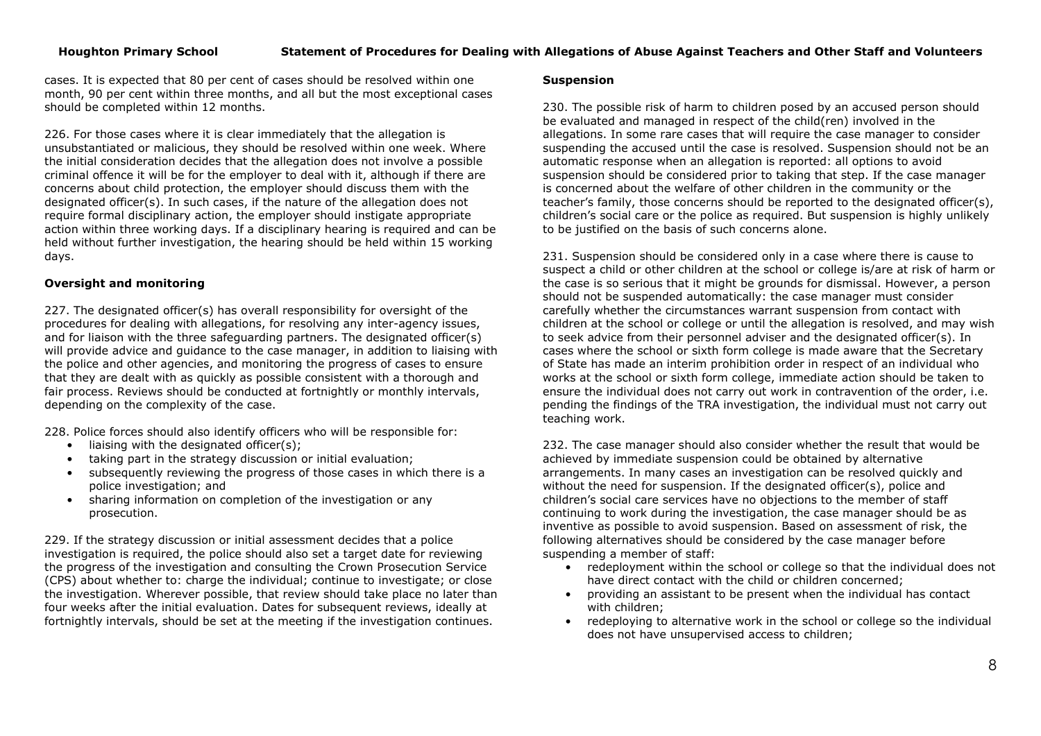cases. It is expected that 80 per cent of cases should be resolved within one month, 90 per cent within three months, and all but the most exceptional cases should be completed within 12 months.

226. For those cases where it is clear immediately that the allegation is unsubstantiated or malicious, they should be resolved within one week. Where the initial consideration decides that the allegation does not involve a possible criminal offence it will be for the employer to deal with it, although if there are concerns about child protection, the employer should discuss them with the designated officer(s). In such cases, if the nature of the allegation does not require formal disciplinary action, the employer should instigate appropriate action within three working days. If a disciplinary hearing is required and can be held without further investigation, the hearing should be held within 15 working days.

**Oversight and monitoring**

227. The designated officer(s) has overall responsibility for oversight of the procedures for dealing with allegations, for resolving any inter-agency issues, and for liaison with the three safeguarding partners. The designated officer(s) will provide advice and guidance to the case manager, in addition to liaising with the police and other agencies, and monitoring the progress of cases to ensure that they are dealt with as quickly as possible consistent with a thorough and fair process. Reviews should be conducted at fortnightly or monthly intervals, depending on the complexity of the case.

228. Police forces should also identify officers who will be responsible for:

- liaising with the designated officer(s);
- taking part in the strategy discussion or initial evaluation;
- subsequently reviewing the progress of those cases in which there is a police investigation; and
- sharing information on completion of the investigation or any prosecution.

229. If the strategy discussion or initial assessment decides that a police investigation is required, the police should also set a target date for reviewing the progress of the investigation and consulting the Crown Prosecution Service (CPS) about whether to: charge the individual; continue to investigate; or close the investigation. Wherever possible, that review should take place no later than four weeks after the initial evaluation. Dates for subsequent reviews, ideally at fortnightly intervals, should be set at the meeting if the investigation continues.

**Suspension**

230. The possible risk of harm to children posed by an accused person should be evaluated and managed in respect of the child(ren) involved in the allegations. In some rare cases that will require the case manager to consider suspending the accused until the case is resolved. Suspension should not be an automatic response when an allegation is reported: all options to avoid suspension should be considered prior to taking that step. If the case manager is concerned about the welfare of other children in the community or the teacher's family, those concerns should be reported to the designated officer(s), children's social care or the police as required. But suspension is highly unlikely to be justified on the basis of such concerns alone.

231. Suspension should be considered only in a case where there is cause to suspect a child or other children at the school or college is/are at risk of harm or the case is so serious that it might be grounds for dismissal. However, a person should not be suspended automatically: the case manager must consider carefully whether the circumstances warrant suspension from contact with children at the school or college or until the allegation is resolved, and may wish to seek advice from their personnel adviser and the designated officer(s). In cases where the school or sixth form college is made aware that the Secretary of State has made an interim prohibition order in respect of an individual who works at the school or sixth form college, immediate action should be taken to ensure the individual does not carry out work in contravention of the order, i.e. pending the findings of the TRA investigation, the individual must not carry out teaching work.

232. The case manager should also consider whether the result that would be achieved by immediate suspension could be obtained by alternative arrangements. In many cases an investigation can be resolved quickly and without the need for suspension. If the designated officer(s), police and children's social care services have no objections to the member of staff continuing to work during the investigation, the case manager should be as inventive as possible to avoid suspension. Based on assessment of risk, the following alternatives should be considered by the case manager before suspending a member of staff:

- redeployment within the school or college so that the individual does not have direct contact with the child or children concerned;
- providing an assistant to be present when the individual has contact with children;
- redeploying to alternative work in the school or college so the individual does not have unsupervised access to children;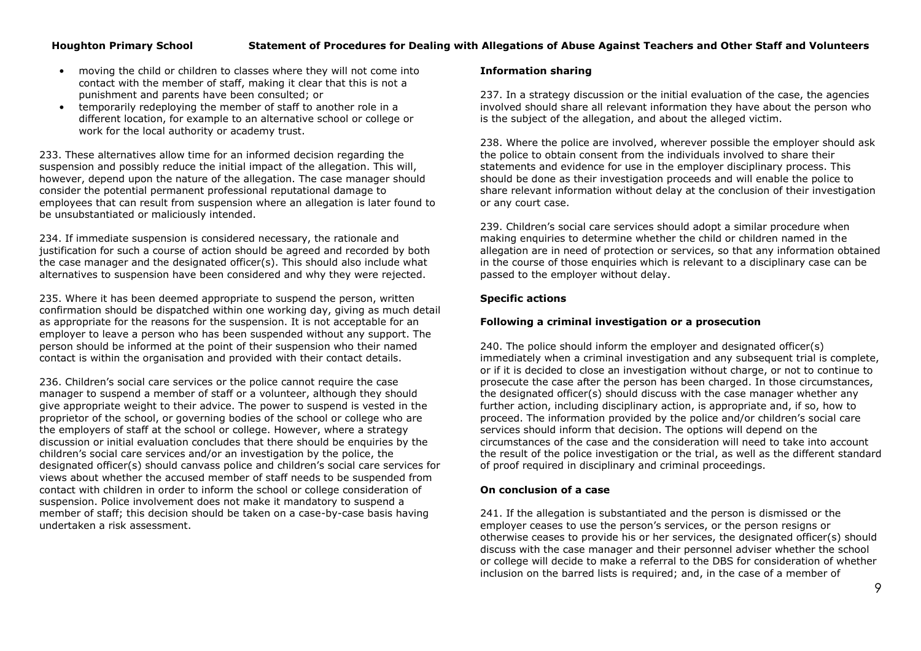- moving the child or children to classes where they will not come into contact with the member of staff, making it clear that this is not a punishment and parents have been consulted; or
- temporarily redeploying the member of staff to another role in a different location, for example to an alternative school or college or work for the local authority or academy trust.

233. These alternatives allow time for an informed decision regarding the suspension and possibly reduce the initial impact of the allegation. This will, however, depend upon the nature of the allegation. The case manager should consider the potential permanent professional reputational damage to employees that can result from suspension where an allegation is later found to be unsubstantiated or maliciously intended.

234. If immediate suspension is considered necessary, the rationale and justification for such a course of action should be agreed and recorded by both the case manager and the designated officer(s). This should also include what alternatives to suspension have been considered and why they were rejected.

235. Where it has been deemed appropriate to suspend the person, written confirmation should be dispatched within one working day, giving as much detail as appropriate for the reasons for the suspension. It is not acceptable for an employer to leave a person who has been suspended without any support. The person should be informed at the point of their suspension who their named contact is within the organisation and provided with their contact details.

236. Children's social care services or the police cannot require the case manager to suspend a member of staff or a volunteer, although they should give appropriate weight to their advice. The power to suspend is vested in the proprietor of the school, or governing bodies of the school or college who are the employers of staff at the school or college. However, where a strategy discussion or initial evaluation concludes that there should be enquiries by the children's social care services and/or an investigation by the police, the designated officer(s) should canvass police and children's social care services for views about whether the accused member of staff needs to be suspended from contact with children in order to inform the school or college consideration of suspension. Police involvement does not make it mandatory to suspend a member of staff; this decision should be taken on a case-by-case basis having undertaken a risk assessment.

**Information sharing**

237. In a strategy discussion or the initial evaluation of the case, the agencies involved should share all relevant information they have about the person who is the subject of the allegation, and about the alleged victim.

238. Where the police are involved, wherever possible the employer should ask the police to obtain consent from the individuals involved to share their statements and evidence for use in the employer disciplinary process. This should be done as their investigation proceeds and will enable the police to share relevant information without delay at the conclusion of their investigation or any court case.

239. Children's social care services should adopt a similar procedure when making enquiries to determine whether the child or children named in the allegation are in need of protection or services, so that any information obtained in the course of those enquiries which is relevant to a disciplinary case can be passed to the employer without delay.

**Specific actions**

**Following a criminal investigation or a prosecution**

240. The police should inform the employer and designated officer(s) immediately when a criminal investigation and any subsequent trial is complete, or if it is decided to close an investigation without charge, or not to continue to prosecute the case after the person has been charged. In those circumstances, the designated officer(s) should discuss with the case manager whether any further action, including disciplinary action, is appropriate and, if so, how to proceed. The information provided by the police and/or children's social care services should inform that decision. The options will depend on the circumstances of the case and the consideration will need to take into account the result of the police investigation or the trial, as well as the different standard of proof required in disciplinary and criminal proceedings.

**On conclusion of a case**

241. If the allegation is substantiated and the person is dismissed or the employer ceases to use the person's services, or the person resigns or otherwise ceases to provide his or her services, the designated officer(s) should discuss with the case manager and their personnel adviser whether the school or college will decide to make a referral to the DBS for consideration of whether inclusion on the barred lists is required; and, in the case of a member of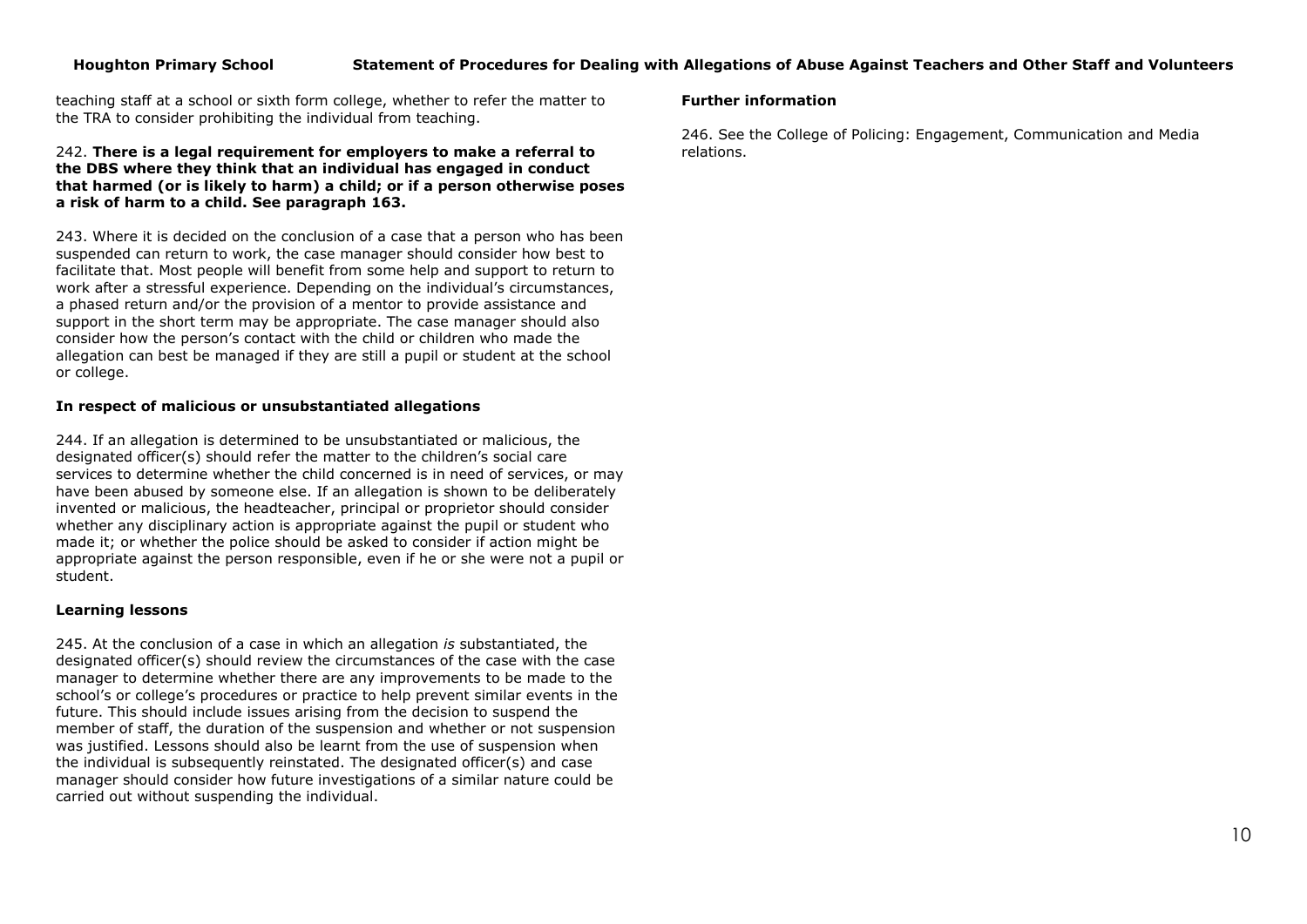teaching staff at a school or sixth form college, whether to refer the matter to the TRA to consider prohibiting the individual from teaching.

242. **There is a legal requirement for employers to make a referral to the DBS where they think that an individual has engaged in conduct that harmed (or is likely to harm) a child; or if a person otherwise poses a risk of harm to a child. See paragraph 163.**

243. Where it is decided on the conclusion of a case that a person who has been suspended can return to work, the case manager should consider how best to facilitate that. Most people will benefit from some help and support to return to work after a stressful experience. Depending on the individual's circumstances, a phased return and/or the provision of a mentor to provide assistance and support in the short term may be appropriate. The case manager should also consider how the person's contact with the child or children who made the allegation can best be managed if they are still a pupil or student at the school or college.

**In respect of malicious or unsubstantiated allegations**

244. If an allegation is determined to be unsubstantiated or malicious, the designated officer(s) should refer the matter to the children's social care services to determine whether the child concerned is in need of services, or may have been abused by someone else. If an allegation is shown to be deliberately invented or malicious, the headteacher, principal or proprietor should consider whether any disciplinary action is appropriate against the pupil or student who made it; or whether the police should be asked to consider if action might be appropriate against the person responsible, even if he or she were not a pupil or student.

**Learning lessons**

245. At the conclusion of a case in which an allegation *is* substantiated, the designated officer(s) should review the circumstances of the case with the case manager to determine whether there are any improvements to be made to the school's or college's procedures or practice to help prevent similar events in the future. This should include issues arising from the decision to suspend the member of staff, the duration of the suspension and whether or not suspension was justified. Lessons should also be learnt from the use of suspension when the individual is subsequently reinstated. The designated officer(s) and case manager should consider how future investigations of a similar nature could be carried out without suspending the individual.

**Further information**

246. See the College of Policing: Engagement, Communication and Media relations.